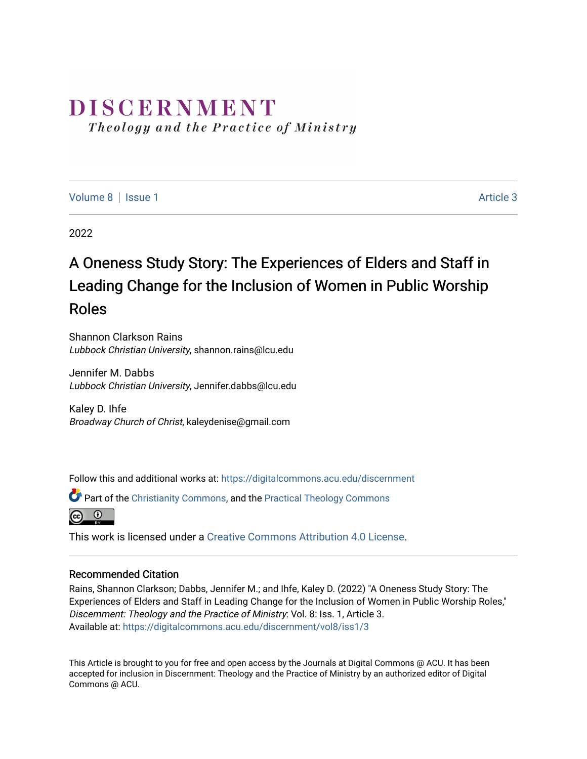# DISCERNMENT

*Theology and the Practice of Ministry*

Volume 8 | Issue 1 Article 3

2022

## A Oneness Study Story: The Experiences of Elders and Staff in Leading Change for the Inclusion of Women in Public Worship Roles

Shannon Clarkson Rains
*Lubbock Christian University*, shannon.rains@lcu.edu

Jennifer M. Dabbs
*Lubbock Christian University*, Jennifer.dabbs@lcu.edu

Kaley D. Ihfe
*Broadway Church of Christ*, kaleydenise@gmail.com

Follow this and additional works at: https://digitalcommons.acu.edu/discernment

Part of the Christianity Commons, and the Practical Theology Commons

This work is licensed under a Creative Commons Attribution 4.0 License.

### Recommended Citation

Rains, Shannon Clarkson; Dabbs, Jennifer M.; and Ihfe, Kaley D. (2022) "A Oneness Study Story: The Experiences of Elders and Staff in Leading Change for the Inclusion of Women in Public Worship Roles," *Discernment: Theology and the Practice of Ministry*: Vol. 8: Iss. 1, Article 3.
Available at: https://digitalcommons.acu.edu/discernment/vol8/iss1/3

This Article is brought to you for free and open access by the Journals at Digital Commons @ ACU. It has been accepted for inclusion in Discernment: Theology and the Practice of Ministry by an authorized editor of Digital Commons @ ACU.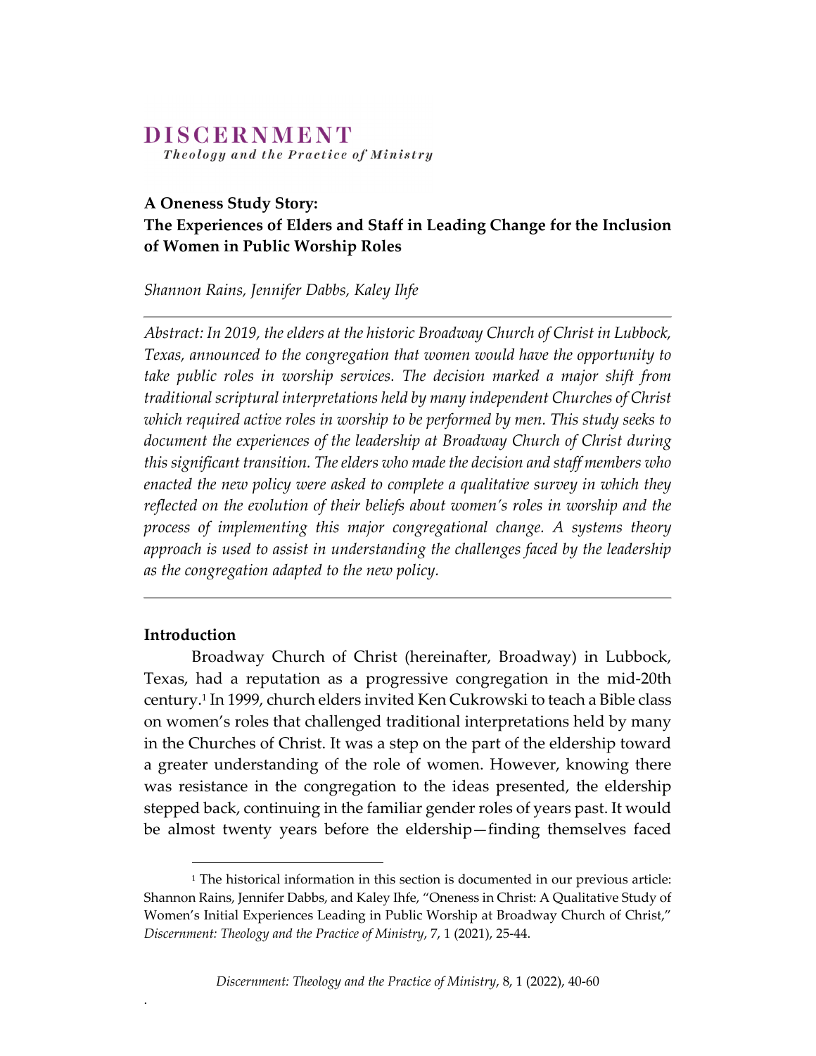**DISCERNMENT**
*Theology and the Practice of Ministry*

## A Oneness Study Story: The Experiences of Elders and Staff in Leading Change for the Inclusion of Women in Public Worship Roles

*Shannon Rains, Jennifer Dabbs, Kaley Ihfe*

---

*Abstract: In 2019, the elders at the historic Broadway Church of Christ in Lubbock, Texas, announced to the congregation that women would have the opportunity to take public roles in worship services. The decision marked a major shift from traditional scriptural interpretations held by many independent Churches of Christ which required active roles in worship to be performed by men. This study seeks to document the experiences of the leadership at Broadway Church of Christ during this significant transition. The elders who made the decision and staff members who enacted the new policy were asked to complete a qualitative survey in which they reflected on the evolution of their beliefs about women's roles in worship and the process of implementing this major congregational change. A systems theory approach is used to assist in understanding the challenges faced by the leadership as the congregation adapted to the new policy.*

---

### Introduction

Broadway Church of Christ (hereinafter, Broadway) in Lubbock, Texas, had a reputation as a progressive congregation in the mid-20th century.[1] In 1999, church elders invited Ken Cukrowski to teach a Bible class on women's roles that challenged traditional interpretations held by many in the Churches of Christ. It was a step on the part of the eldership toward a greater understanding of the role of women. However, knowing there was resistance in the congregation to the ideas presented, the eldership stepped back, continuing in the familiar gender roles of years past. It would be almost twenty years before the eldership—finding themselves faced

[1] The historical information in this section is documented in our previous article: Shannon Rains, Jennifer Dabbs, and Kaley Ihfe, "Oneness in Christ: A Qualitative Study of Women's Initial Experiences Leading in Public Worship at Broadway Church of Christ," *Discernment: Theology and the Practice of Ministry*, 7, 1 (2021), 25-44.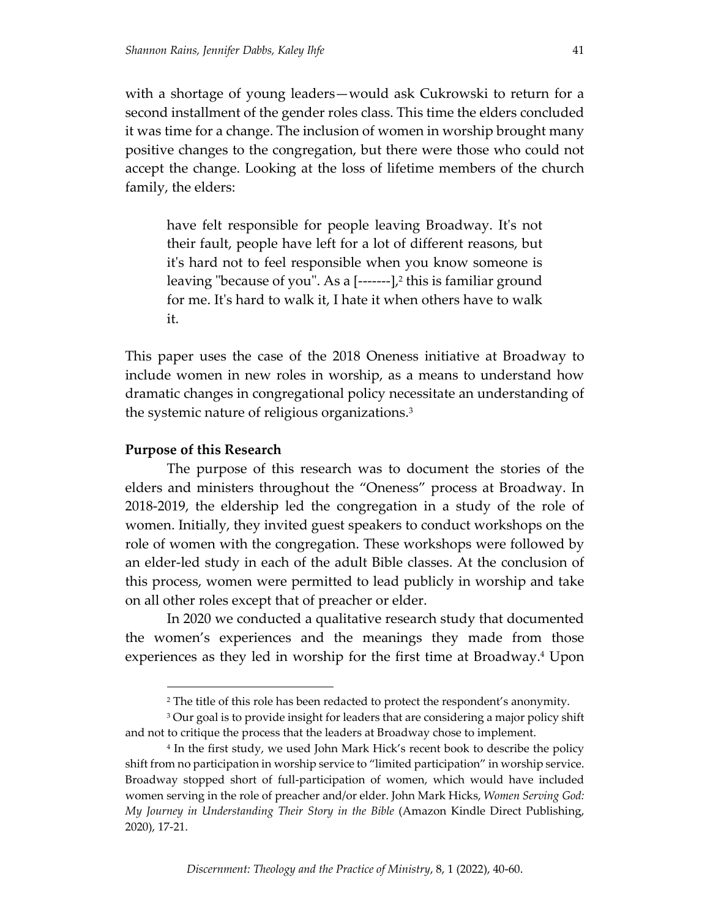with a shortage of young leaders—would ask Cukrowski to return for a second installment of the gender roles class. This time the elders concluded it was time for a change. The inclusion of women in worship brought many positive changes to the congregation, but there were those who could not accept the change. Looking at the loss of lifetime members of the church family, the elders:

> have felt responsible for people leaving Broadway. It's not their fault, people have left for a lot of different reasons, but it's hard not to feel responsible when you know someone is leaving "because of you". As a [-------],[2] this is familiar ground for me. It's hard to walk it, I hate it when others have to walk it.

This paper uses the case of the 2018 Oneness initiative at Broadway to include women in new roles in worship, as a means to understand how dramatic changes in congregational policy necessitate an understanding of the systemic nature of religious organizations.[3]

**Purpose of this Research**

The purpose of this research was to document the stories of the elders and ministers throughout the "Oneness" process at Broadway. In 2018-2019, the eldership led the congregation in a study of the role of women. Initially, they invited guest speakers to conduct workshops on the role of women with the congregation. These workshops were followed by an elder-led study in each of the adult Bible classes. At the conclusion of this process, women were permitted to lead publicly in worship and take on all other roles except that of preacher or elder.

In 2020 we conducted a qualitative research study that documented the women's experiences and the meanings they made from those experiences as they led in worship for the first time at Broadway.[4] Upon

---

[2] The title of this role has been redacted to protect the respondent's anonymity.

[3] Our goal is to provide insight for leaders that are considering a major policy shift and not to critique the process that the leaders at Broadway chose to implement.

[4] In the first study, we used John Mark Hick's recent book to describe the policy shift from no participation in worship service to "limited participation" in worship service. Broadway stopped short of full-participation of women, which would have included women serving in the role of preacher and/or elder. John Mark Hicks, *Women Serving God: My Journey in Understanding Their Story in the Bible* (Amazon Kindle Direct Publishing, 2020), 17-21.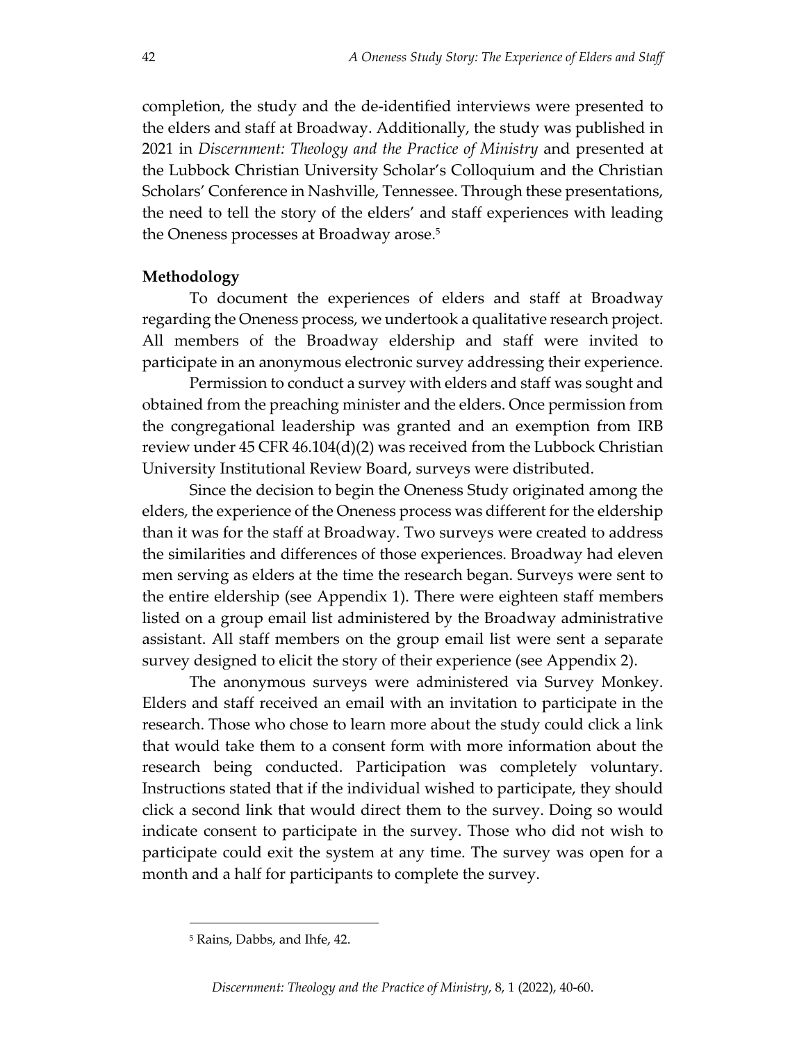completion, the study and the de-identified interviews were presented to the elders and staff at Broadway. Additionally, the study was published in 2021 in *Discernment: Theology and the Practice of Ministry* and presented at the Lubbock Christian University Scholar's Colloquium and the Christian Scholars' Conference in Nashville, Tennessee. Through these presentations, the need to tell the story of the elders' and staff experiences with leading the Oneness processes at Broadway arose.[5]

**Methodology**

To document the experiences of elders and staff at Broadway regarding the Oneness process, we undertook a qualitative research project. All members of the Broadway eldership and staff were invited to participate in an anonymous electronic survey addressing their experience.

Permission to conduct a survey with elders and staff was sought and obtained from the preaching minister and the elders. Once permission from the congregational leadership was granted and an exemption from IRB review under 45 CFR 46.104(d)(2) was received from the Lubbock Christian University Institutional Review Board, surveys were distributed.

Since the decision to begin the Oneness Study originated among the elders, the experience of the Oneness process was different for the eldership than it was for the staff at Broadway. Two surveys were created to address the similarities and differences of those experiences. Broadway had eleven men serving as elders at the time the research began. Surveys were sent to the entire eldership (see Appendix 1). There were eighteen staff members listed on a group email list administered by the Broadway administrative assistant. All staff members on the group email list were sent a separate survey designed to elicit the story of their experience (see Appendix 2).

The anonymous surveys were administered via Survey Monkey. Elders and staff received an email with an invitation to participate in the research. Those who chose to learn more about the study could click a link that would take them to a consent form with more information about the research being conducted. Participation was completely voluntary. Instructions stated that if the individual wished to participate, they should click a second link that would direct them to the survey. Doing so would indicate consent to participate in the survey. Those who did not wish to participate could exit the system at any time. The survey was open for a month and a half for participants to complete the survey.

---

[5] Rains, Dabbs, and Ihfe, 42.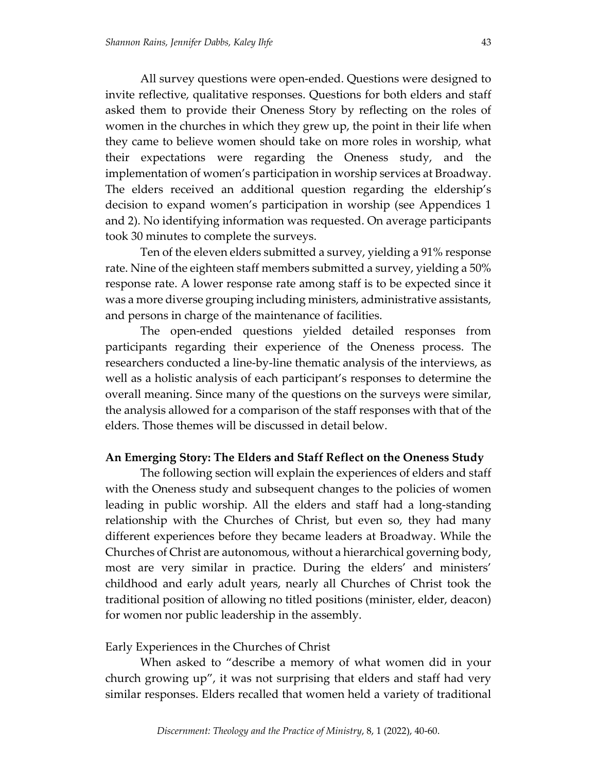All survey questions were open-ended. Questions were designed to invite reflective, qualitative responses. Questions for both elders and staff asked them to provide their Oneness Story by reflecting on the roles of women in the churches in which they grew up, the point in their life when they came to believe women should take on more roles in worship, what their expectations were regarding the Oneness study, and the implementation of women's participation in worship services at Broadway. The elders received an additional question regarding the eldership's decision to expand women's participation in worship (see Appendices 1 and 2). No identifying information was requested. On average participants took 30 minutes to complete the surveys.

Ten of the eleven elders submitted a survey, yielding a 91% response rate. Nine of the eighteen staff members submitted a survey, yielding a 50% response rate. A lower response rate among staff is to be expected since it was a more diverse grouping including ministers, administrative assistants, and persons in charge of the maintenance of facilities.

The open-ended questions yielded detailed responses from participants regarding their experience of the Oneness process. The researchers conducted a line-by-line thematic analysis of the interviews, as well as a holistic analysis of each participant's responses to determine the overall meaning. Since many of the questions on the surveys were similar, the analysis allowed for a comparison of the staff responses with that of the elders. Those themes will be discussed in detail below.

## An Emerging Story: The Elders and Staff Reflect on the Oneness Study

The following section will explain the experiences of elders and staff with the Oneness study and subsequent changes to the policies of women leading in public worship. All the elders and staff had a long-standing relationship with the Churches of Christ, but even so, they had many different experiences before they became leaders at Broadway. While the Churches of Christ are autonomous, without a hierarchical governing body, most are very similar in practice. During the elders' and ministers' childhood and early adult years, nearly all Churches of Christ took the traditional position of allowing no titled positions (minister, elder, deacon) for women nor public leadership in the assembly.

### Early Experiences in the Churches of Christ

When asked to "describe a memory of what women did in your church growing up", it was not surprising that elders and staff had very similar responses. Elders recalled that women held a variety of traditional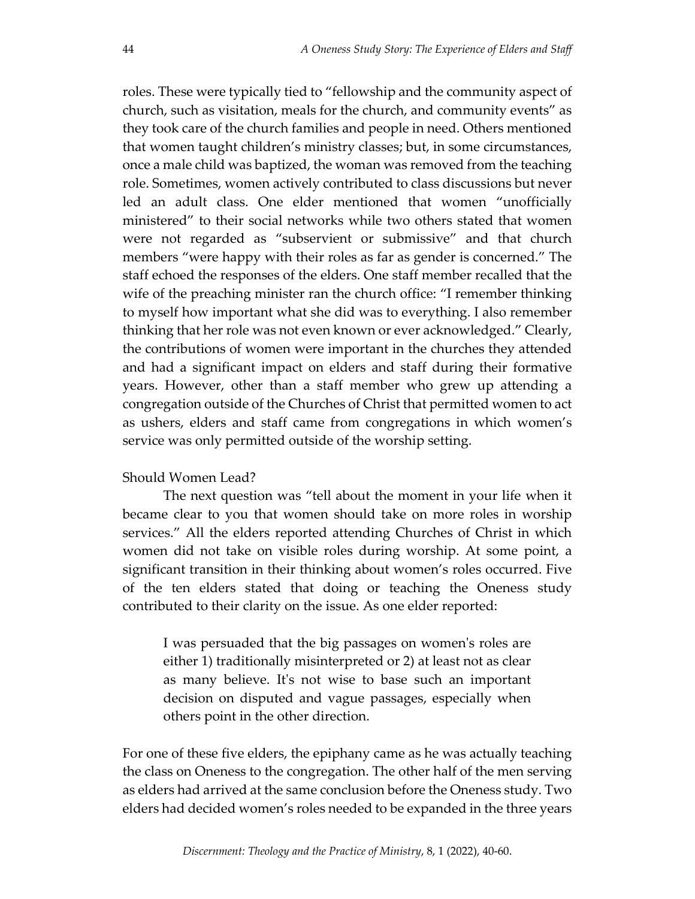roles. These were typically tied to "fellowship and the community aspect of church, such as visitation, meals for the church, and community events" as they took care of the church families and people in need. Others mentioned that women taught children's ministry classes; but, in some circumstances, once a male child was baptized, the woman was removed from the teaching role. Sometimes, women actively contributed to class discussions but never led an adult class. One elder mentioned that women "unofficially ministered" to their social networks while two others stated that women were not regarded as "subservient or submissive" and that church members "were happy with their roles as far as gender is concerned." The staff echoed the responses of the elders. One staff member recalled that the wife of the preaching minister ran the church office: "I remember thinking to myself how important what she did was to everything. I also remember thinking that her role was not even known or ever acknowledged." Clearly, the contributions of women were important in the churches they attended and had a significant impact on elders and staff during their formative years. However, other than a staff member who grew up attending a congregation outside of the Churches of Christ that permitted women to act as ushers, elders and staff came from congregations in which women's service was only permitted outside of the worship setting.

### Should Women Lead?

The next question was "tell about the moment in your life when it became clear to you that women should take on more roles in worship services." All the elders reported attending Churches of Christ in which women did not take on visible roles during worship. At some point, a significant transition in their thinking about women's roles occurred. Five of the ten elders stated that doing or teaching the Oneness study contributed to their clarity on the issue. As one elder reported:

> I was persuaded that the big passages on women's roles are either 1) traditionally misinterpreted or 2) at least not as clear as many believe. It's not wise to base such an important decision on disputed and vague passages, especially when others point in the other direction.

For one of these five elders, the epiphany came as he was actually teaching the class on Oneness to the congregation. The other half of the men serving as elders had arrived at the same conclusion before the Oneness study. Two elders had decided women's roles needed to be expanded in the three years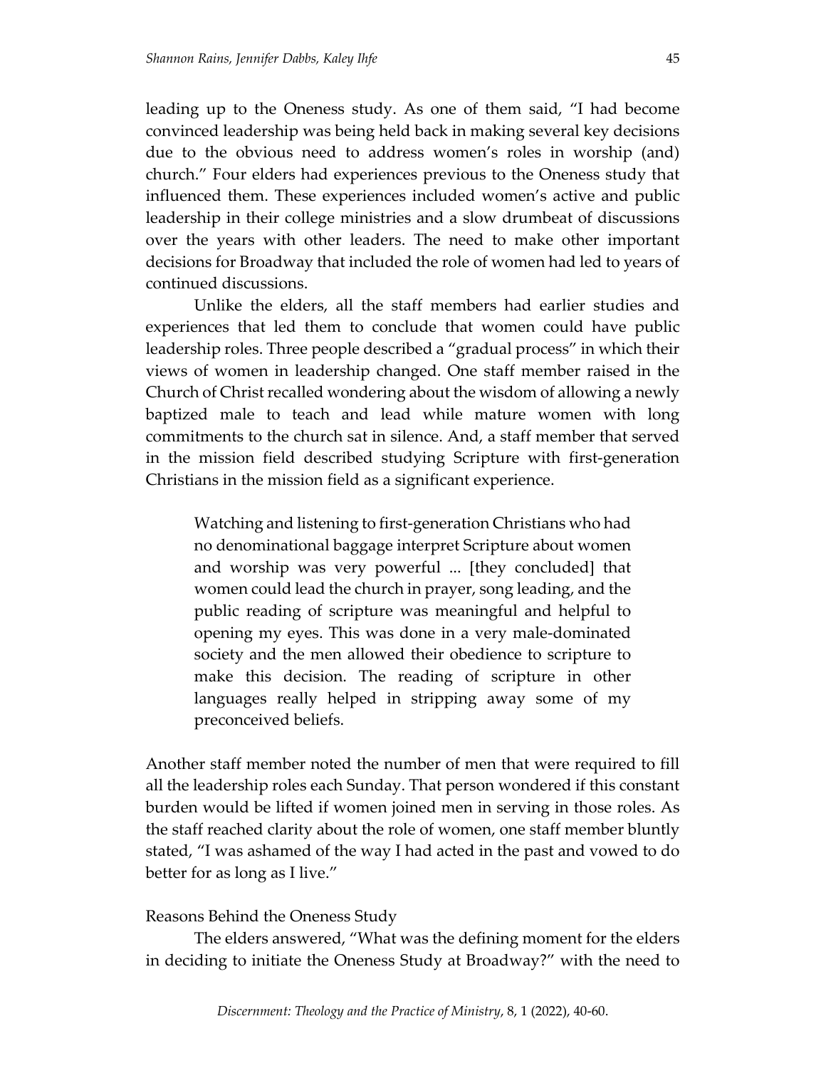leading up to the Oneness study. As one of them said, "I had become convinced leadership was being held back in making several key decisions due to the obvious need to address women's roles in worship (and) church." Four elders had experiences previous to the Oneness study that influenced them. These experiences included women's active and public leadership in their college ministries and a slow drumbeat of discussions over the years with other leaders. The need to make other important decisions for Broadway that included the role of women had led to years of continued discussions.

Unlike the elders, all the staff members had earlier studies and experiences that led them to conclude that women could have public leadership roles. Three people described a "gradual process" in which their views of women in leadership changed. One staff member raised in the Church of Christ recalled wondering about the wisdom of allowing a newly baptized male to teach and lead while mature women with long commitments to the church sat in silence. And, a staff member that served in the mission field described studying Scripture with first-generation Christians in the mission field as a significant experience.

> Watching and listening to first-generation Christians who had no denominational baggage interpret Scripture about women and worship was very powerful ... [they concluded] that women could lead the church in prayer, song leading, and the public reading of scripture was meaningful and helpful to opening my eyes. This was done in a very male-dominated society and the men allowed their obedience to scripture to make this decision. The reading of scripture in other languages really helped in stripping away some of my preconceived beliefs.

Another staff member noted the number of men that were required to fill all the leadership roles each Sunday. That person wondered if this constant burden would be lifted if women joined men in serving in those roles. As the staff reached clarity about the role of women, one staff member bluntly stated, "I was ashamed of the way I had acted in the past and vowed to do better for as long as I live."

### Reasons Behind the Oneness Study

The elders answered, "What was the defining moment for the elders in deciding to initiate the Oneness Study at Broadway?" with the need to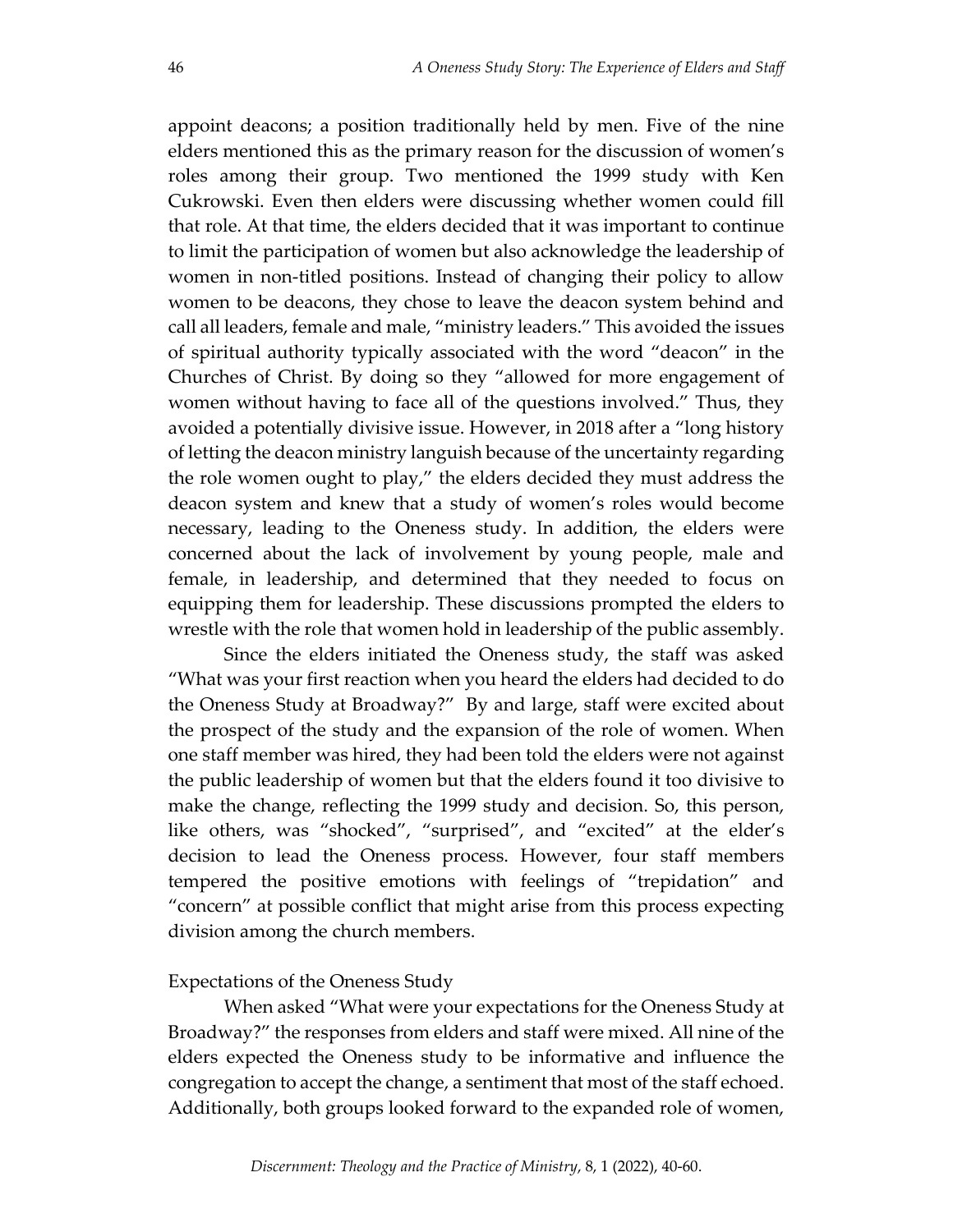appoint deacons; a position traditionally held by men. Five of the nine elders mentioned this as the primary reason for the discussion of women's roles among their group. Two mentioned the 1999 study with Ken Cukrowski. Even then elders were discussing whether women could fill that role. At that time, the elders decided that it was important to continue to limit the participation of women but also acknowledge the leadership of women in non-titled positions. Instead of changing their policy to allow women to be deacons, they chose to leave the deacon system behind and call all leaders, female and male, "ministry leaders." This avoided the issues of spiritual authority typically associated with the word "deacon" in the Churches of Christ. By doing so they "allowed for more engagement of women without having to face all of the questions involved." Thus, they avoided a potentially divisive issue. However, in 2018 after a "long history of letting the deacon ministry languish because of the uncertainty regarding the role women ought to play," the elders decided they must address the deacon system and knew that a study of women's roles would become necessary, leading to the Oneness study. In addition, the elders were concerned about the lack of involvement by young people, male and female, in leadership, and determined that they needed to focus on equipping them for leadership. These discussions prompted the elders to wrestle with the role that women hold in leadership of the public assembly.

Since the elders initiated the Oneness study, the staff was asked "What was your first reaction when you heard the elders had decided to do the Oneness Study at Broadway?" By and large, staff were excited about the prospect of the study and the expansion of the role of women. When one staff member was hired, they had been told the elders were not against the public leadership of women but that the elders found it too divisive to make the change, reflecting the 1999 study and decision. So, this person, like others, was "shocked", "surprised", and "excited" at the elder's decision to lead the Oneness process. However, four staff members tempered the positive emotions with feelings of "trepidation" and "concern" at possible conflict that might arise from this process expecting division among the church members.

## Expectations of the Oneness Study

When asked "What were your expectations for the Oneness Study at Broadway?" the responses from elders and staff were mixed. All nine of the elders expected the Oneness study to be informative and influence the congregation to accept the change, a sentiment that most of the staff echoed. Additionally, both groups looked forward to the expanded role of women,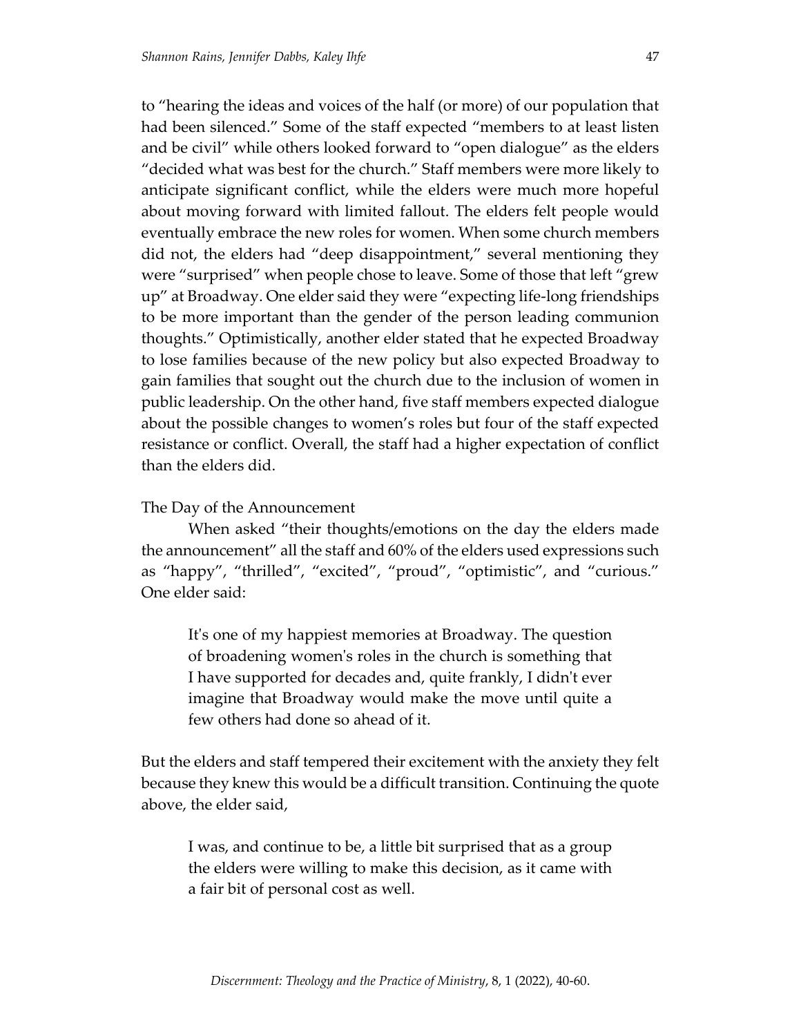to "hearing the ideas and voices of the half (or more) of our population that had been silenced." Some of the staff expected "members to at least listen and be civil" while others looked forward to "open dialogue" as the elders "decided what was best for the church." Staff members were more likely to anticipate significant conflict, while the elders were much more hopeful about moving forward with limited fallout. The elders felt people would eventually embrace the new roles for women. When some church members did not, the elders had "deep disappointment," several mentioning they were "surprised" when people chose to leave. Some of those that left "grew up" at Broadway. One elder said they were "expecting life-long friendships to be more important than the gender of the person leading communion thoughts." Optimistically, another elder stated that he expected Broadway to lose families because of the new policy but also expected Broadway to gain families that sought out the church due to the inclusion of women in public leadership. On the other hand, five staff members expected dialogue about the possible changes to women's roles but four of the staff expected resistance or conflict. Overall, the staff had a higher expectation of conflict than the elders did.

### The Day of the Announcement

When asked "their thoughts/emotions on the day the elders made the announcement" all the staff and 60% of the elders used expressions such as "happy", "thrilled", "excited", "proud", "optimistic", and "curious." One elder said:

> It's one of my happiest memories at Broadway. The question of broadening women's roles in the church is something that I have supported for decades and, quite frankly, I didn't ever imagine that Broadway would make the move until quite a few others had done so ahead of it.

But the elders and staff tempered their excitement with the anxiety they felt because they knew this would be a difficult transition. Continuing the quote above, the elder said,

> I was, and continue to be, a little bit surprised that as a group the elders were willing to make this decision, as it came with a fair bit of personal cost as well.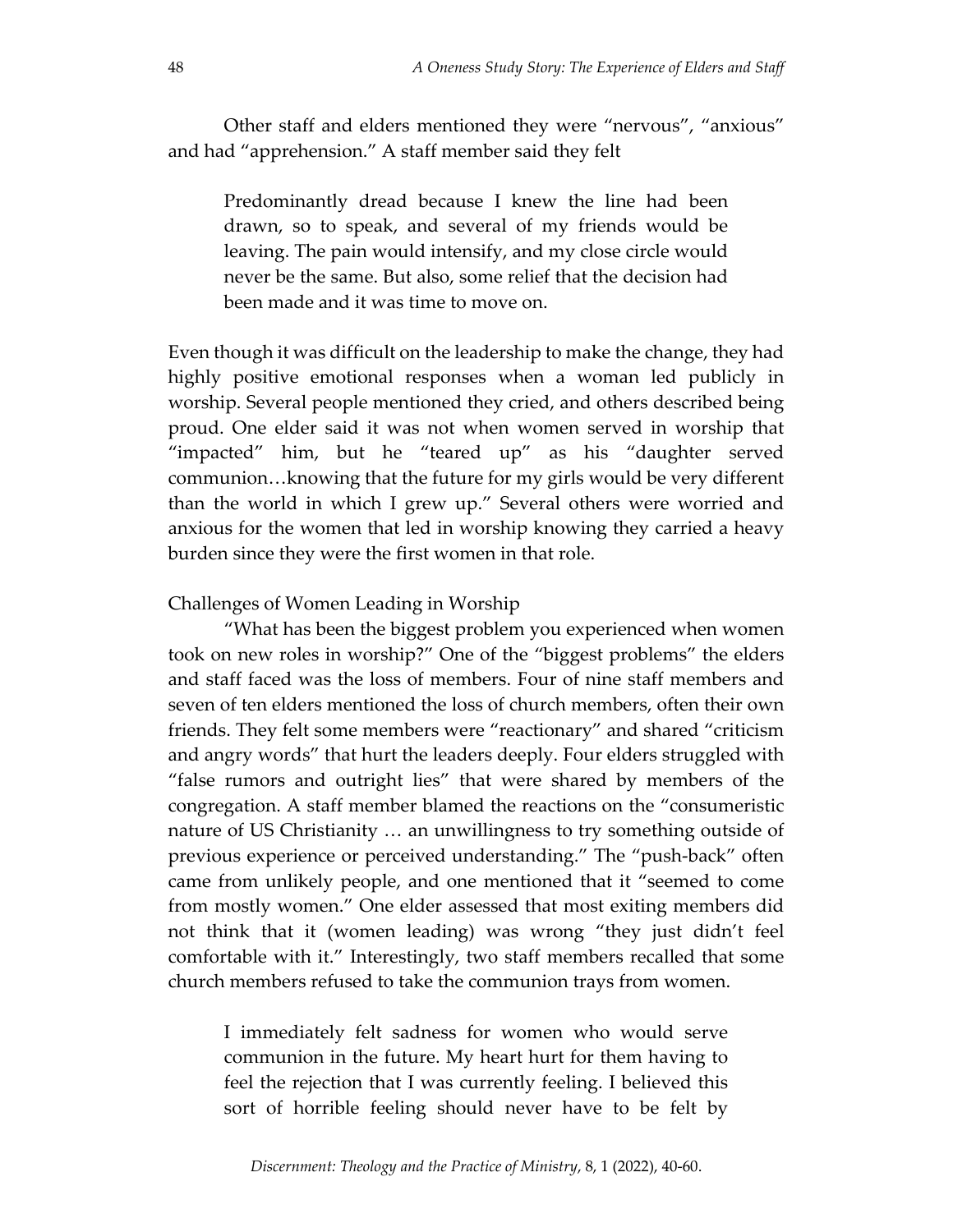Other staff and elders mentioned they were "nervous", "anxious" and had "apprehension." A staff member said they felt

> Predominantly dread because I knew the line had been drawn, so to speak, and several of my friends would be leaving. The pain would intensify, and my close circle would never be the same. But also, some relief that the decision had been made and it was time to move on.

Even though it was difficult on the leadership to make the change, they had highly positive emotional responses when a woman led publicly in worship. Several people mentioned they cried, and others described being proud. One elder said it was not when women served in worship that "impacted" him, but he "teared up" as his "daughter served communion…knowing that the future for my girls would be very different than the world in which I grew up." Several others were worried and anxious for the women that led in worship knowing they carried a heavy burden since they were the first women in that role.

### Challenges of Women Leading in Worship

"What has been the biggest problem you experienced when women took on new roles in worship?" One of the "biggest problems" the elders and staff faced was the loss of members. Four of nine staff members and seven of ten elders mentioned the loss of church members, often their own friends. They felt some members were "reactionary" and shared "criticism and angry words" that hurt the leaders deeply. Four elders struggled with "false rumors and outright lies" that were shared by members of the congregation. A staff member blamed the reactions on the "consumeristic nature of US Christianity … an unwillingness to try something outside of previous experience or perceived understanding." The "push-back" often came from unlikely people, and one mentioned that it "seemed to come from mostly women." One elder assessed that most exiting members did not think that it (women leading) was wrong "they just didn't feel comfortable with it." Interestingly, two staff members recalled that some church members refused to take the communion trays from women.

> I immediately felt sadness for women who would serve communion in the future. My heart hurt for them having to feel the rejection that I was currently feeling. I believed this sort of horrible feeling should never have to be felt by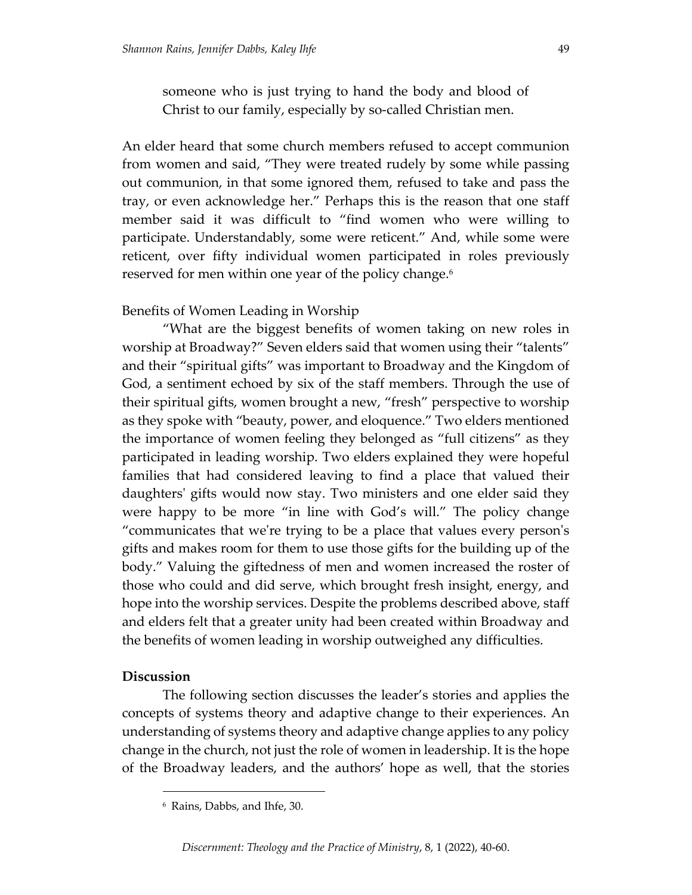> someone who is just trying to hand the body and blood of Christ to our family, especially by so-called Christian men.

An elder heard that some church members refused to accept communion from women and said, "They were treated rudely by some while passing out communion, in that some ignored them, refused to take and pass the tray, or even acknowledge her." Perhaps this is the reason that one staff member said it was difficult to "find women who were willing to participate. Understandably, some were reticent." And, while some were reticent, over fifty individual women participated in roles previously reserved for men within one year of the policy change.[6]

Benefits of Women Leading in Worship

"What are the biggest benefits of women taking on new roles in worship at Broadway?" Seven elders said that women using their "talents" and their "spiritual gifts" was important to Broadway and the Kingdom of God, a sentiment echoed by six of the staff members. Through the use of their spiritual gifts, women brought a new, "fresh" perspective to worship as they spoke with "beauty, power, and eloquence." Two elders mentioned the importance of women feeling they belonged as "full citizens" as they participated in leading worship. Two elders explained they were hopeful families that had considered leaving to find a place that valued their daughters' gifts would now stay. Two ministers and one elder said they were happy to be more "in line with God's will." The policy change "communicates that we're trying to be a place that values every person's gifts and makes room for them to use those gifts for the building up of the body." Valuing the giftedness of men and women increased the roster of those who could and did serve, which brought fresh insight, energy, and hope into the worship services. Despite the problems described above, staff and elders felt that a greater unity had been created within Broadway and the benefits of women leading in worship outweighed any difficulties.

**Discussion**

The following section discusses the leader's stories and applies the concepts of systems theory and adaptive change to their experiences. An understanding of systems theory and adaptive change applies to any policy change in the church, not just the role of women in leadership. It is the hope of the Broadway leaders, and the authors' hope as well, that the stories

---

[6] Rains, Dabbs, and Ihfe, 30.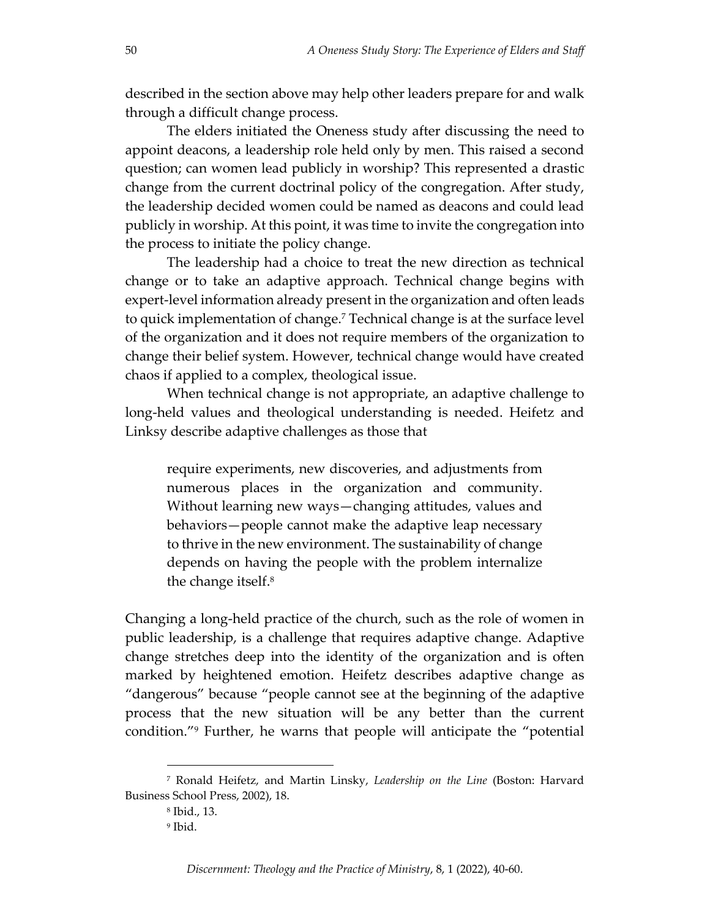described in the section above may help other leaders prepare for and walk through a difficult change process.

The elders initiated the Oneness study after discussing the need to appoint deacons, a leadership role held only by men. This raised a second question; can women lead publicly in worship? This represented a drastic change from the current doctrinal policy of the congregation. After study, the leadership decided women could be named as deacons and could lead publicly in worship. At this point, it was time to invite the congregation into the process to initiate the policy change.

The leadership had a choice to treat the new direction as technical change or to take an adaptive approach. Technical change begins with expert-level information already present in the organization and often leads to quick implementation of change.[7] Technical change is at the surface level of the organization and it does not require members of the organization to change their belief system. However, technical change would have created chaos if applied to a complex, theological issue.

When technical change is not appropriate, an adaptive challenge to long-held values and theological understanding is needed. Heifetz and Linksy describe adaptive challenges as those that

> require experiments, new discoveries, and adjustments from numerous places in the organization and community. Without learning new ways—changing attitudes, values and behaviors—people cannot make the adaptive leap necessary to thrive in the new environment. The sustainability of change depends on having the people with the problem internalize the change itself.[8]

Changing a long-held practice of the church, such as the role of women in public leadership, is a challenge that requires adaptive change. Adaptive change stretches deep into the identity of the organization and is often marked by heightened emotion. Heifetz describes adaptive change as "dangerous" because "people cannot see at the beginning of the adaptive process that the new situation will be any better than the current condition."[9] Further, he warns that people will anticipate the "potential

[7] Ronald Heifetz, and Martin Linsky, *Leadership on the Line* (Boston: Harvard Business School Press, 2002), 18.

[8] Ibid., 13.

[9] Ibid.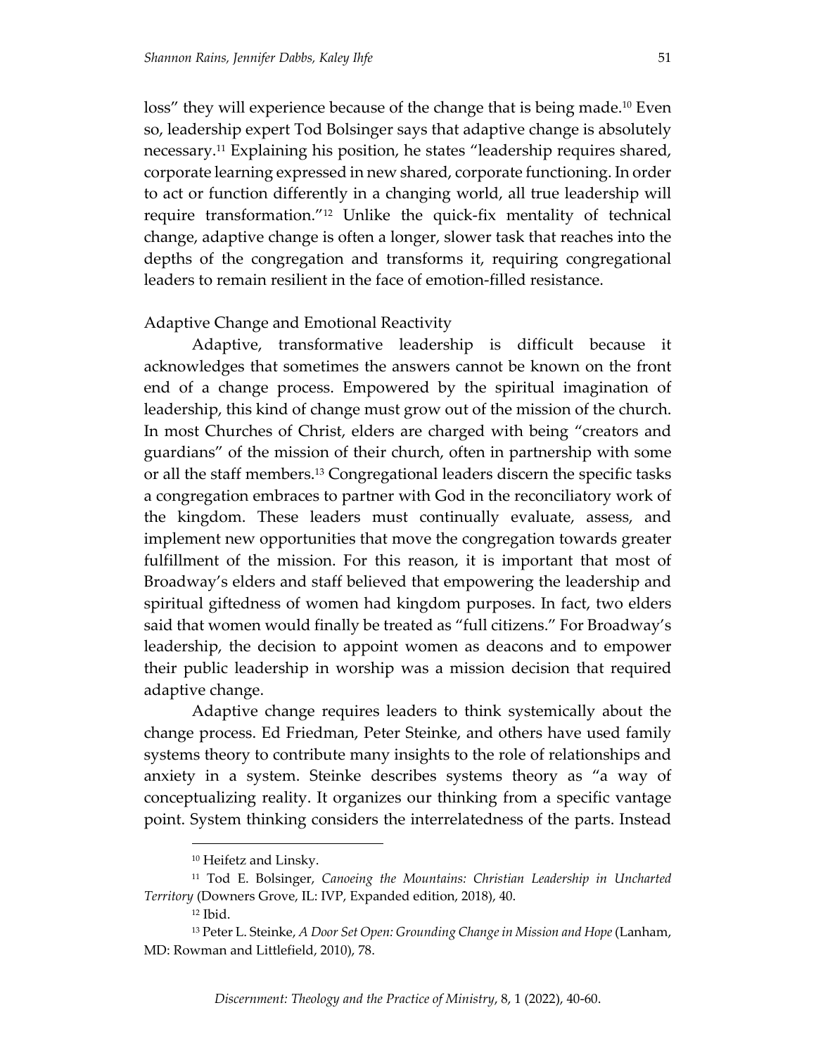loss" they will experience because of the change that is being made.[10] Even so, leadership expert Tod Bolsinger says that adaptive change is absolutely necessary.[11] Explaining his position, he states "leadership requires shared, corporate learning expressed in new shared, corporate functioning. In order to act or function differently in a changing world, all true leadership will require transformation."[12] Unlike the quick-fix mentality of technical change, adaptive change is often a longer, slower task that reaches into the depths of the congregation and transforms it, requiring congregational leaders to remain resilient in the face of emotion-filled resistance.

### Adaptive Change and Emotional Reactivity

Adaptive, transformative leadership is difficult because it acknowledges that sometimes the answers cannot be known on the front end of a change process. Empowered by the spiritual imagination of leadership, this kind of change must grow out of the mission of the church. In most Churches of Christ, elders are charged with being "creators and guardians" of the mission of their church, often in partnership with some or all the staff members.[13] Congregational leaders discern the specific tasks a congregation embraces to partner with God in the reconciliatory work of the kingdom. These leaders must continually evaluate, assess, and implement new opportunities that move the congregation towards greater fulfillment of the mission. For this reason, it is important that most of Broadway's elders and staff believed that empowering the leadership and spiritual giftedness of women had kingdom purposes. In fact, two elders said that women would finally be treated as "full citizens." For Broadway's leadership, the decision to appoint women as deacons and to empower their public leadership in worship was a mission decision that required adaptive change.

Adaptive change requires leaders to think systemically about the change process. Ed Friedman, Peter Steinke, and others have used family systems theory to contribute many insights to the role of relationships and anxiety in a system. Steinke describes systems theory as "a way of conceptualizing reality. It organizes our thinking from a specific vantage point. System thinking considers the interrelatedness of the parts. Instead

---

[10] Heifetz and Linsky.

[11] Tod E. Bolsinger, *Canoeing the Mountains: Christian Leadership in Uncharted Territory* (Downers Grove, IL: IVP, Expanded edition, 2018), 40.

[12] Ibid.

[13] Peter L. Steinke, *A Door Set Open: Grounding Change in Mission and Hope* (Lanham, MD: Rowman and Littlefield, 2010), 78.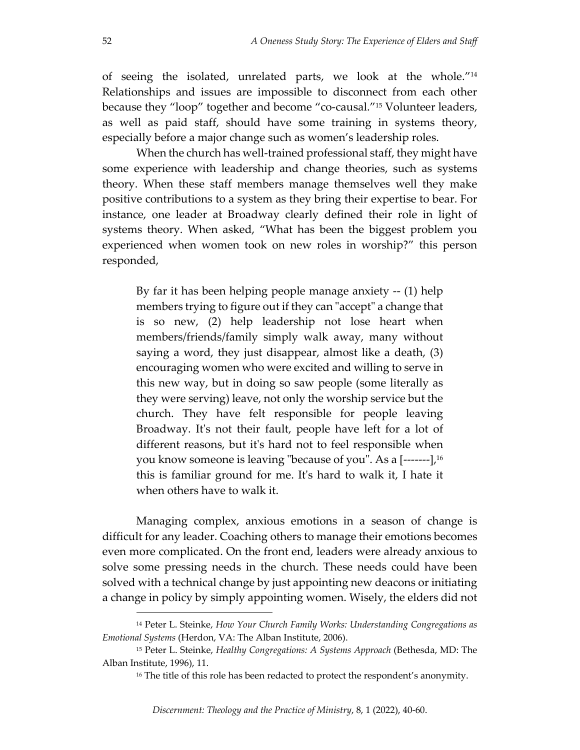of seeing the isolated, unrelated parts, we look at the whole."[14] Relationships and issues are impossible to disconnect from each other because they "loop" together and become "co-causal."[15] Volunteer leaders, as well as paid staff, should have some training in systems theory, especially before a major change such as women's leadership roles.

When the church has well-trained professional staff, they might have some experience with leadership and change theories, such as systems theory. When these staff members manage themselves well they make positive contributions to a system as they bring their expertise to bear. For instance, one leader at Broadway clearly defined their role in light of systems theory. When asked, "What has been the biggest problem you experienced when women took on new roles in worship?" this person responded,

> By far it has been helping people manage anxiety -- (1) help members trying to figure out if they can "accept" a change that is so new, (2) help leadership not lose heart when members/friends/family simply walk away, many without saying a word, they just disappear, almost like a death, (3) encouraging women who were excited and willing to serve in this new way, but in doing so saw people (some literally as they were serving) leave, not only the worship service but the church. They have felt responsible for people leaving Broadway. It's not their fault, people have left for a lot of different reasons, but it's hard not to feel responsible when you know someone is leaving "because of you". As a [-------],[16] this is familiar ground for me. It's hard to walk it, I hate it when others have to walk it.

Managing complex, anxious emotions in a season of change is difficult for any leader. Coaching others to manage their emotions becomes even more complicated. On the front end, leaders were already anxious to solve some pressing needs in the church. These needs could have been solved with a technical change by just appointing new deacons or initiating a change in policy by simply appointing women. Wisely, the elders did not

---

[14] Peter L. Steinke, *How Your Church Family Works: Understanding Congregations as Emotional Systems* (Herdon, VA: The Alban Institute, 2006).

[15] Peter L. Steinke, *Healthy Congregations: A Systems Approach* (Bethesda, MD: The Alban Institute, 1996), 11.

[16] The title of this role has been redacted to protect the respondent's anonymity.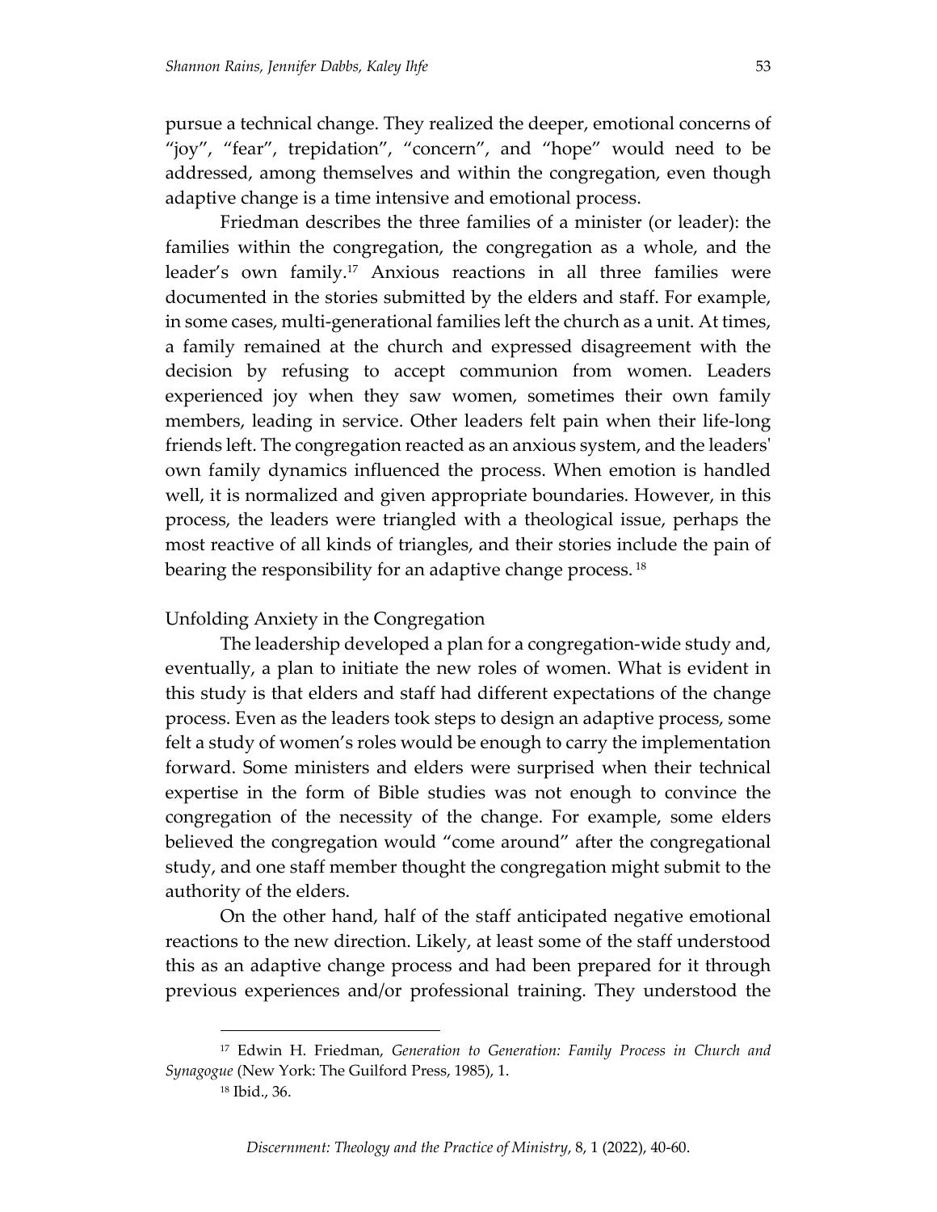pursue a technical change. They realized the deeper, emotional concerns of "joy", "fear", trepidation", "concern", and "hope" would need to be addressed, among themselves and within the congregation, even though adaptive change is a time intensive and emotional process.

Friedman describes the three families of a minister (or leader): the families within the congregation, the congregation as a whole, and the leader's own family.[17] Anxious reactions in all three families were documented in the stories submitted by the elders and staff. For example, in some cases, multi-generational families left the church as a unit. At times, a family remained at the church and expressed disagreement with the decision by refusing to accept communion from women. Leaders experienced joy when they saw women, sometimes their own family members, leading in service. Other leaders felt pain when their life-long friends left. The congregation reacted as an anxious system, and the leaders' own family dynamics influenced the process. When emotion is handled well, it is normalized and given appropriate boundaries. However, in this process, the leaders were triangled with a theological issue, perhaps the most reactive of all kinds of triangles, and their stories include the pain of bearing the responsibility for an adaptive change process.[18]

## Unfolding Anxiety in the Congregation

The leadership developed a plan for a congregation-wide study and, eventually, a plan to initiate the new roles of women. What is evident in this study is that elders and staff had different expectations of the change process. Even as the leaders took steps to design an adaptive process, some felt a study of women's roles would be enough to carry the implementation forward. Some ministers and elders were surprised when their technical expertise in the form of Bible studies was not enough to convince the congregation of the necessity of the change. For example, some elders believed the congregation would "come around" after the congregational study, and one staff member thought the congregation might submit to the authority of the elders.

On the other hand, half of the staff anticipated negative emotional reactions to the new direction. Likely, at least some of the staff understood this as an adaptive change process and had been prepared for it through previous experiences and/or professional training. They understood the

---

[17] Edwin H. Friedman, *Generation to Generation: Family Process in Church and Synagogue* (New York: The Guilford Press, 1985), 1.

[18] Ibid., 36.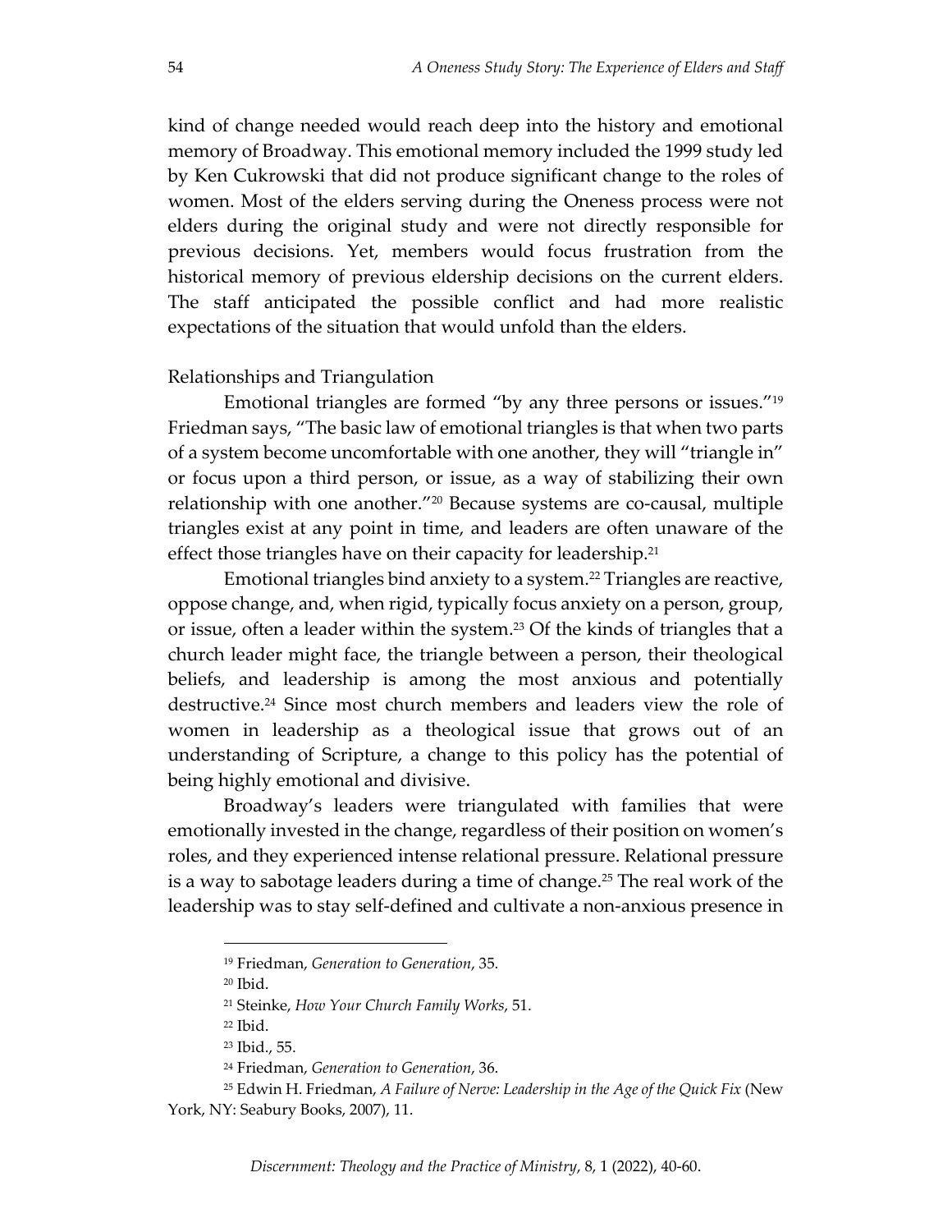kind of change needed would reach deep into the history and emotional memory of Broadway. This emotional memory included the 1999 study led by Ken Cukrowski that did not produce significant change to the roles of women. Most of the elders serving during the Oneness process were not elders during the original study and were not directly responsible for previous decisions. Yet, members would focus frustration from the historical memory of previous eldership decisions on the current elders. The staff anticipated the possible conflict and had more realistic expectations of the situation that would unfold than the elders.

### Relationships and Triangulation

Emotional triangles are formed "by any three persons or issues."[19] Friedman says, "The basic law of emotional triangles is that when two parts of a system become uncomfortable with one another, they will "triangle in" or focus upon a third person, or issue, as a way of stabilizing their own relationship with one another."[20] Because systems are co-causal, multiple triangles exist at any point in time, and leaders are often unaware of the effect those triangles have on their capacity for leadership.[21]

Emotional triangles bind anxiety to a system.[22] Triangles are reactive, oppose change, and, when rigid, typically focus anxiety on a person, group, or issue, often a leader within the system.[23] Of the kinds of triangles that a church leader might face, the triangle between a person, their theological beliefs, and leadership is among the most anxious and potentially destructive.[24] Since most church members and leaders view the role of women in leadership as a theological issue that grows out of an understanding of Scripture, a change to this policy has the potential of being highly emotional and divisive.

Broadway's leaders were triangulated with families that were emotionally invested in the change, regardless of their position on women's roles, and they experienced intense relational pressure. Relational pressure is a way to sabotage leaders during a time of change.[25] The real work of the leadership was to stay self-defined and cultivate a non-anxious presence in

---

[19] Friedman, *Generation to Generation*, 35.

[20] Ibid.

[21] Steinke, *How Your Church Family Works*, 51.

[22] Ibid.

[23] Ibid., 55.

[24] Friedman, *Generation to Generation*, 36.

[25] Edwin H. Friedman, *A Failure of Nerve: Leadership in the Age of the Quick Fix* (New York, NY: Seabury Books, 2007), 11.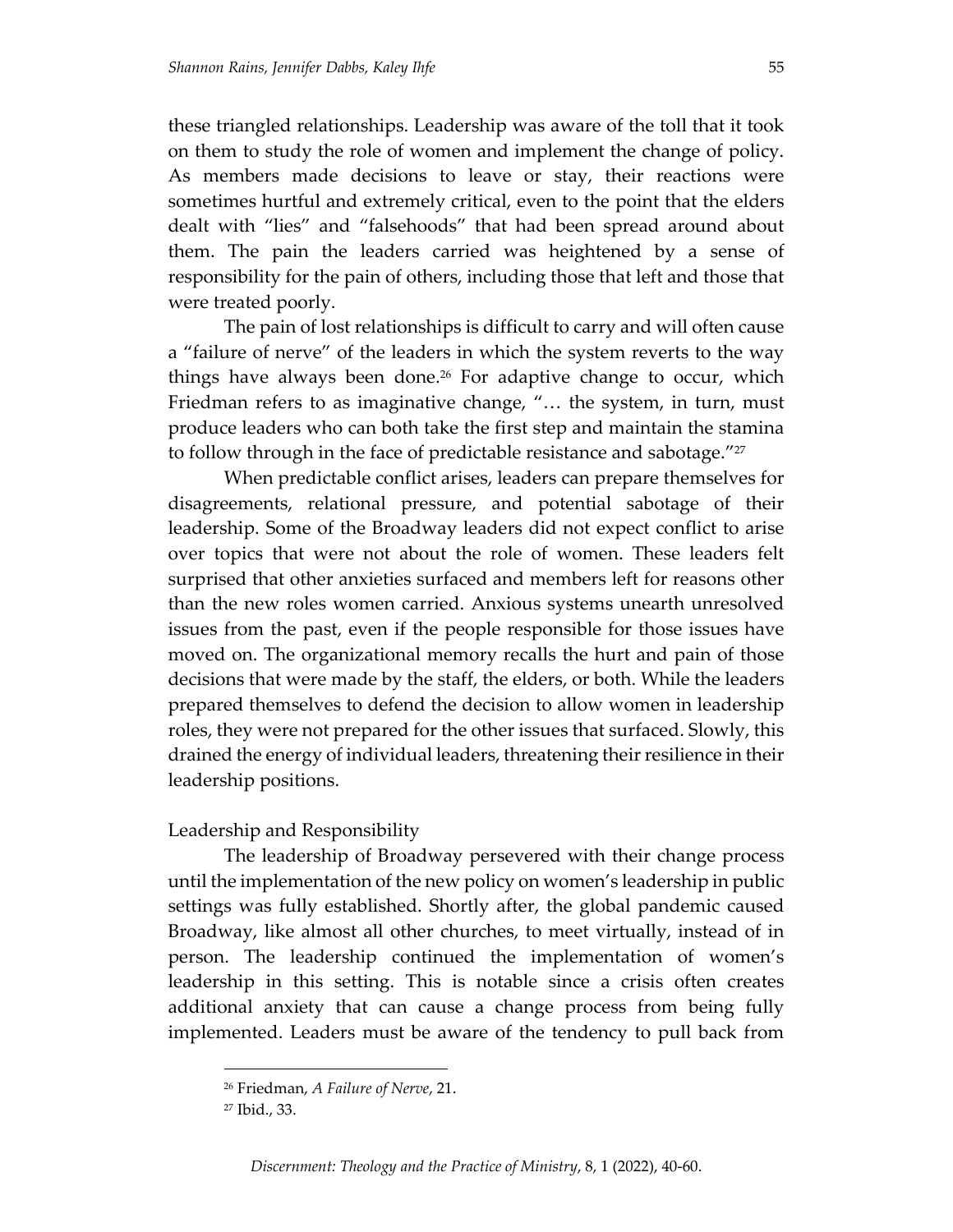these triangled relationships. Leadership was aware of the toll that it took on them to study the role of women and implement the change of policy. As members made decisions to leave or stay, their reactions were sometimes hurtful and extremely critical, even to the point that the elders dealt with "lies" and "falsehoods" that had been spread around about them. The pain the leaders carried was heightened by a sense of responsibility for the pain of others, including those that left and those that were treated poorly.

The pain of lost relationships is difficult to carry and will often cause a "failure of nerve" of the leaders in which the system reverts to the way things have always been done.[26] For adaptive change to occur, which Friedman refers to as imaginative change, "… the system, in turn, must produce leaders who can both take the first step and maintain the stamina to follow through in the face of predictable resistance and sabotage."[27]

When predictable conflict arises, leaders can prepare themselves for disagreements, relational pressure, and potential sabotage of their leadership. Some of the Broadway leaders did not expect conflict to arise over topics that were not about the role of women. These leaders felt surprised that other anxieties surfaced and members left for reasons other than the new roles women carried. Anxious systems unearth unresolved issues from the past, even if the people responsible for those issues have moved on. The organizational memory recalls the hurt and pain of those decisions that were made by the staff, the elders, or both. While the leaders prepared themselves to defend the decision to allow women in leadership roles, they were not prepared for the other issues that surfaced. Slowly, this drained the energy of individual leaders, threatening their resilience in their leadership positions.

## Leadership and Responsibility

The leadership of Broadway persevered with their change process until the implementation of the new policy on women's leadership in public settings was fully established. Shortly after, the global pandemic caused Broadway, like almost all other churches, to meet virtually, instead of in person. The leadership continued the implementation of women's leadership in this setting. This is notable since a crisis often creates additional anxiety that can cause a change process from being fully implemented. Leaders must be aware of the tendency to pull back from

[26] Friedman, *A Failure of Nerve*, 21.

[27] Ibid., 33.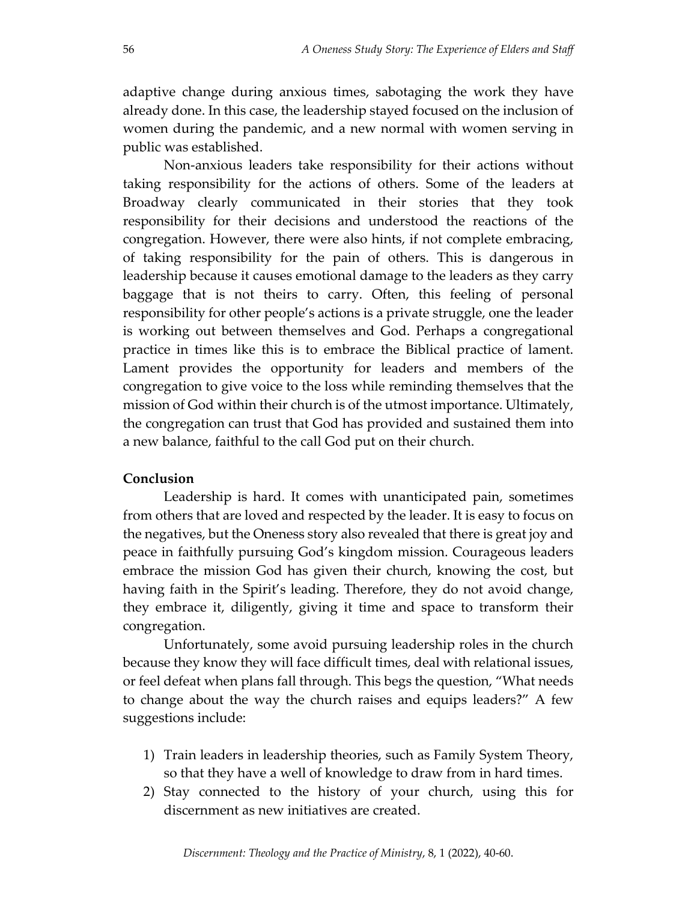adaptive change during anxious times, sabotaging the work they have already done. In this case, the leadership stayed focused on the inclusion of women during the pandemic, and a new normal with women serving in public was established.

Non-anxious leaders take responsibility for their actions without taking responsibility for the actions of others. Some of the leaders at Broadway clearly communicated in their stories that they took responsibility for their decisions and understood the reactions of the congregation. However, there were also hints, if not complete embracing, of taking responsibility for the pain of others. This is dangerous in leadership because it causes emotional damage to the leaders as they carry baggage that is not theirs to carry. Often, this feeling of personal responsibility for other people's actions is a private struggle, one the leader is working out between themselves and God. Perhaps a congregational practice in times like this is to embrace the Biblical practice of lament. Lament provides the opportunity for leaders and members of the congregation to give voice to the loss while reminding themselves that the mission of God within their church is of the utmost importance. Ultimately, the congregation can trust that God has provided and sustained them into a new balance, faithful to the call God put on their church.

**Conclusion**

Leadership is hard. It comes with unanticipated pain, sometimes from others that are loved and respected by the leader. It is easy to focus on the negatives, but the Oneness story also revealed that there is great joy and peace in faithfully pursuing God's kingdom mission. Courageous leaders embrace the mission God has given their church, knowing the cost, but having faith in the Spirit's leading. Therefore, they do not avoid change, they embrace it, diligently, giving it time and space to transform their congregation.

Unfortunately, some avoid pursuing leadership roles in the church because they know they will face difficult times, deal with relational issues, or feel defeat when plans fall through. This begs the question, "What needs to change about the way the church raises and equips leaders?" A few suggestions include:

1) Train leaders in leadership theories, such as Family System Theory, so that they have a well of knowledge to draw from in hard times.
2) Stay connected to the history of your church, using this for discernment as new initiatives are created.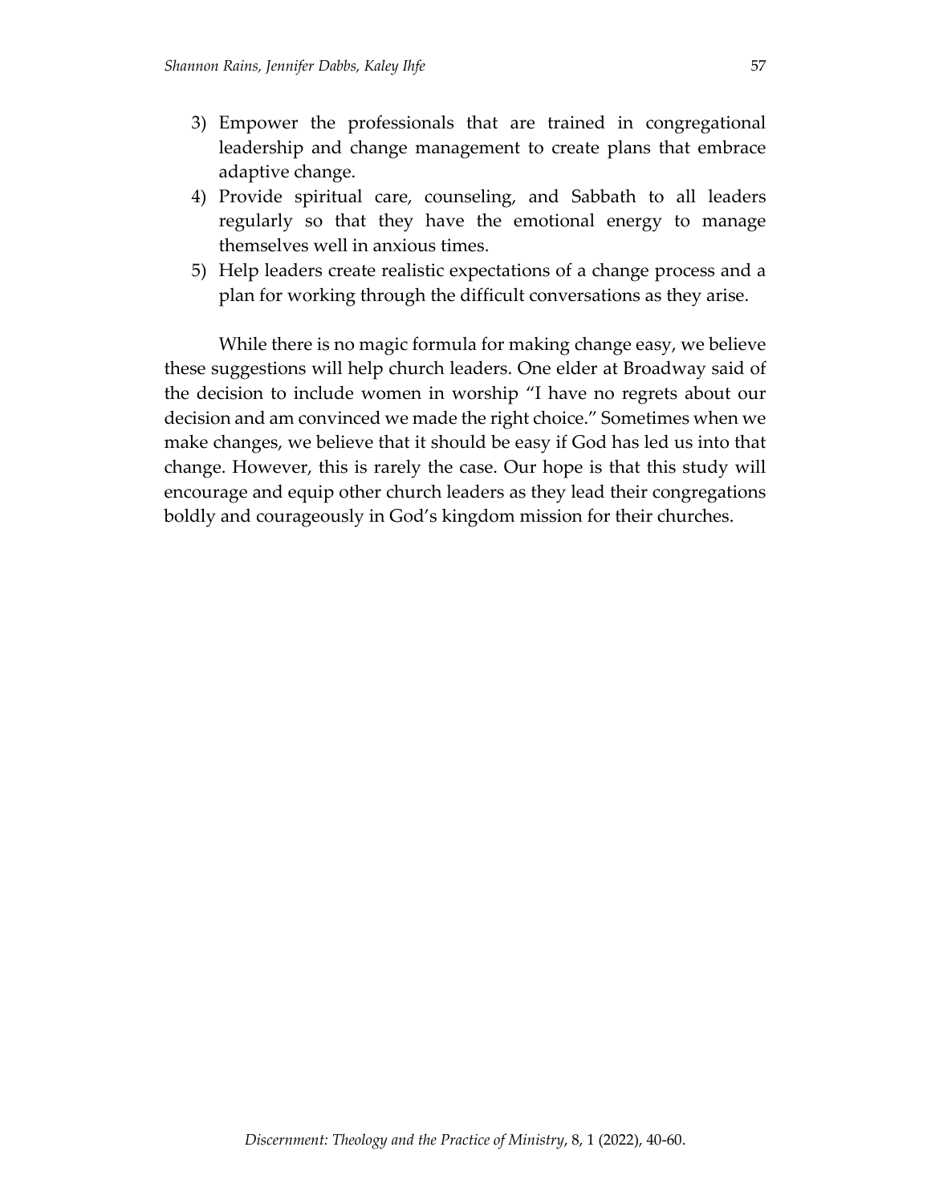3) Empower the professionals that are trained in congregational leadership and change management to create plans that embrace adaptive change.
4) Provide spiritual care, counseling, and Sabbath to all leaders regularly so that they have the emotional energy to manage themselves well in anxious times.
5) Help leaders create realistic expectations of a change process and a plan for working through the difficult conversations as they arise.

While there is no magic formula for making change easy, we believe these suggestions will help church leaders. One elder at Broadway said of the decision to include women in worship "I have no regrets about our decision and am convinced we made the right choice." Sometimes when we make changes, we believe that it should be easy if God has led us into that change. However, this is rarely the case. Our hope is that this study will encourage and equip other church leaders as they lead their congregations boldly and courageously in God's kingdom mission for their churches.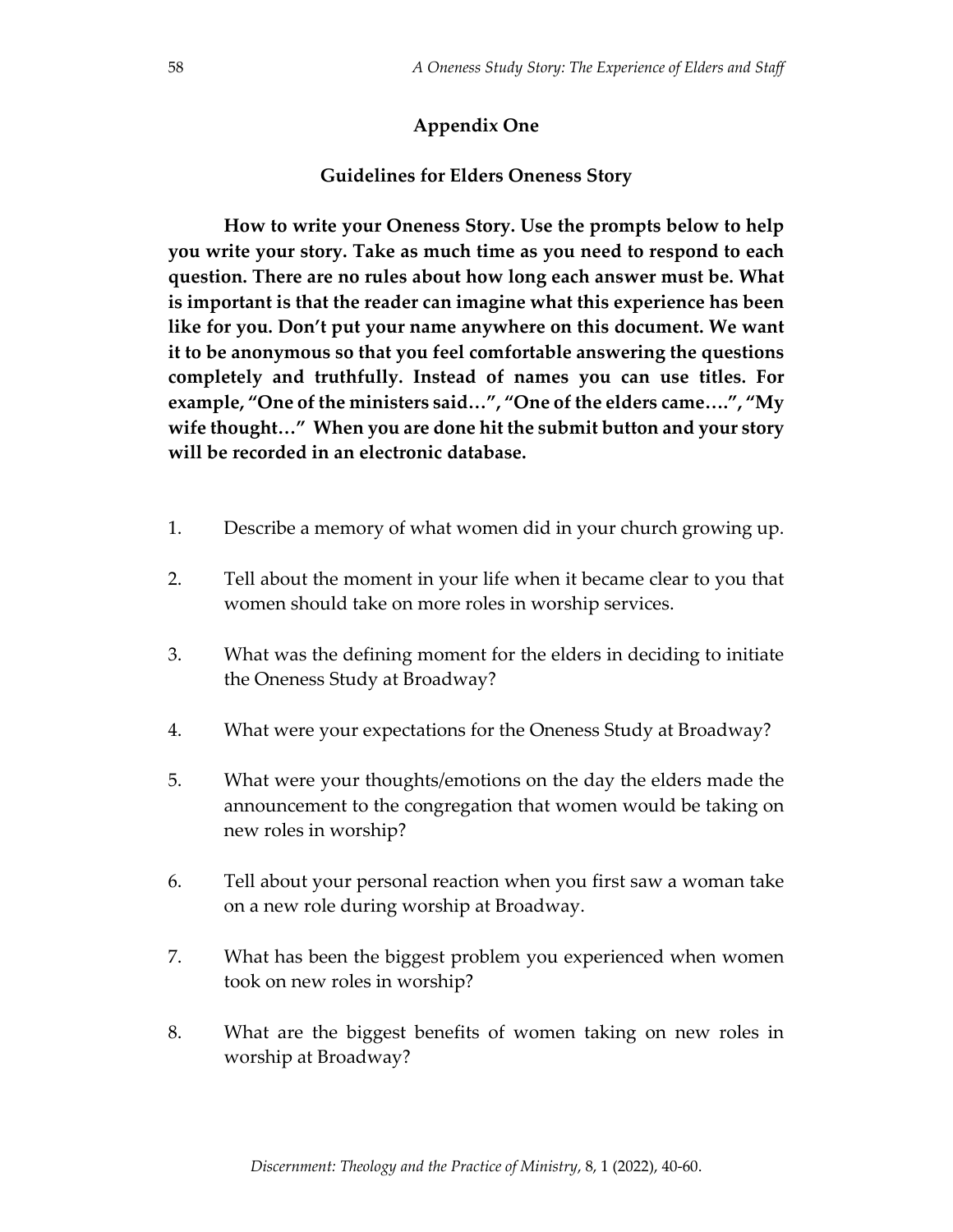## Appendix One

### Guidelines for Elders Oneness Story

**How to write your Oneness Story. Use the prompts below to help you write your story. Take as much time as you need to respond to each question. There are no rules about how long each answer must be. What is important is that the reader can imagine what this experience has been like for you. Don't put your name anywhere on this document. We want it to be anonymous so that you feel comfortable answering the questions completely and truthfully. Instead of names you can use titles. For example, "One of the ministers said…", "One of the elders came….", "My wife thought…" When you are done hit the submit button and your story will be recorded in an electronic database.**

1. Describe a memory of what women did in your church growing up.
2. Tell about the moment in your life when it became clear to you that women should take on more roles in worship services.
3. What was the defining moment for the elders in deciding to initiate the Oneness Study at Broadway?
4. What were your expectations for the Oneness Study at Broadway?
5. What were your thoughts/emotions on the day the elders made the announcement to the congregation that women would be taking on new roles in worship?
6. Tell about your personal reaction when you first saw a woman take on a new role during worship at Broadway.
7. What has been the biggest problem you experienced when women took on new roles in worship?
8. What are the biggest benefits of women taking on new roles in worship at Broadway?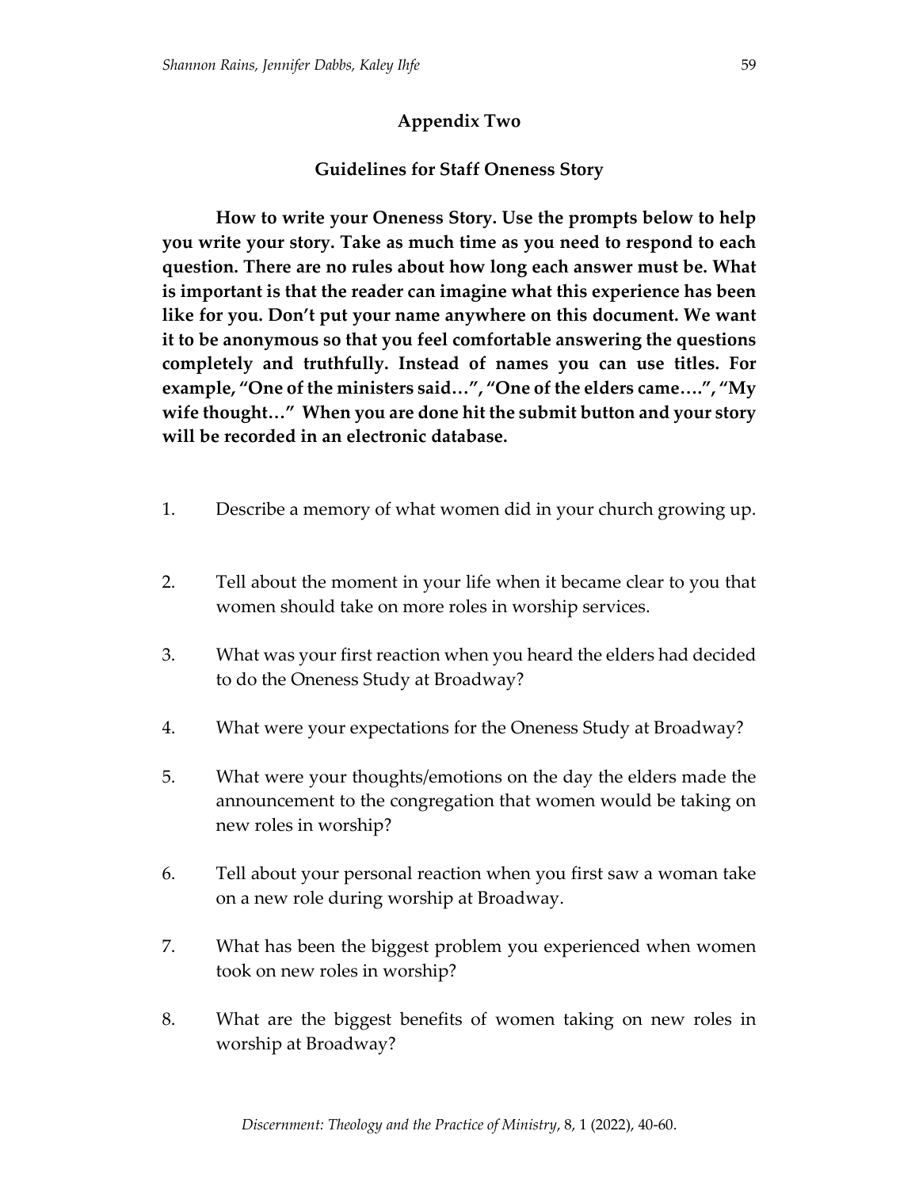## Appendix Two

### Guidelines for Staff Oneness Story

**How to write your Oneness Story. Use the prompts below to help you write your story. Take as much time as you need to respond to each question. There are no rules about how long each answer must be. What is important is that the reader can imagine what this experience has been like for you. Don't put your name anywhere on this document. We want it to be anonymous so that you feel comfortable answering the questions completely and truthfully. Instead of names you can use titles. For example, "One of the ministers said…", "One of the elders came….", "My wife thought…" When you are done hit the submit button and your story will be recorded in an electronic database.**

1. Describe a memory of what women did in your church growing up.
2. Tell about the moment in your life when it became clear to you that women should take on more roles in worship services.
3. What was your first reaction when you heard the elders had decided to do the Oneness Study at Broadway?
4. What were your expectations for the Oneness Study at Broadway?
5. What were your thoughts/emotions on the day the elders made the announcement to the congregation that women would be taking on new roles in worship?
6. Tell about your personal reaction when you first saw a woman take on a new role during worship at Broadway.
7. What has been the biggest problem you experienced when women took on new roles in worship?
8. What are the biggest benefits of women taking on new roles in worship at Broadway?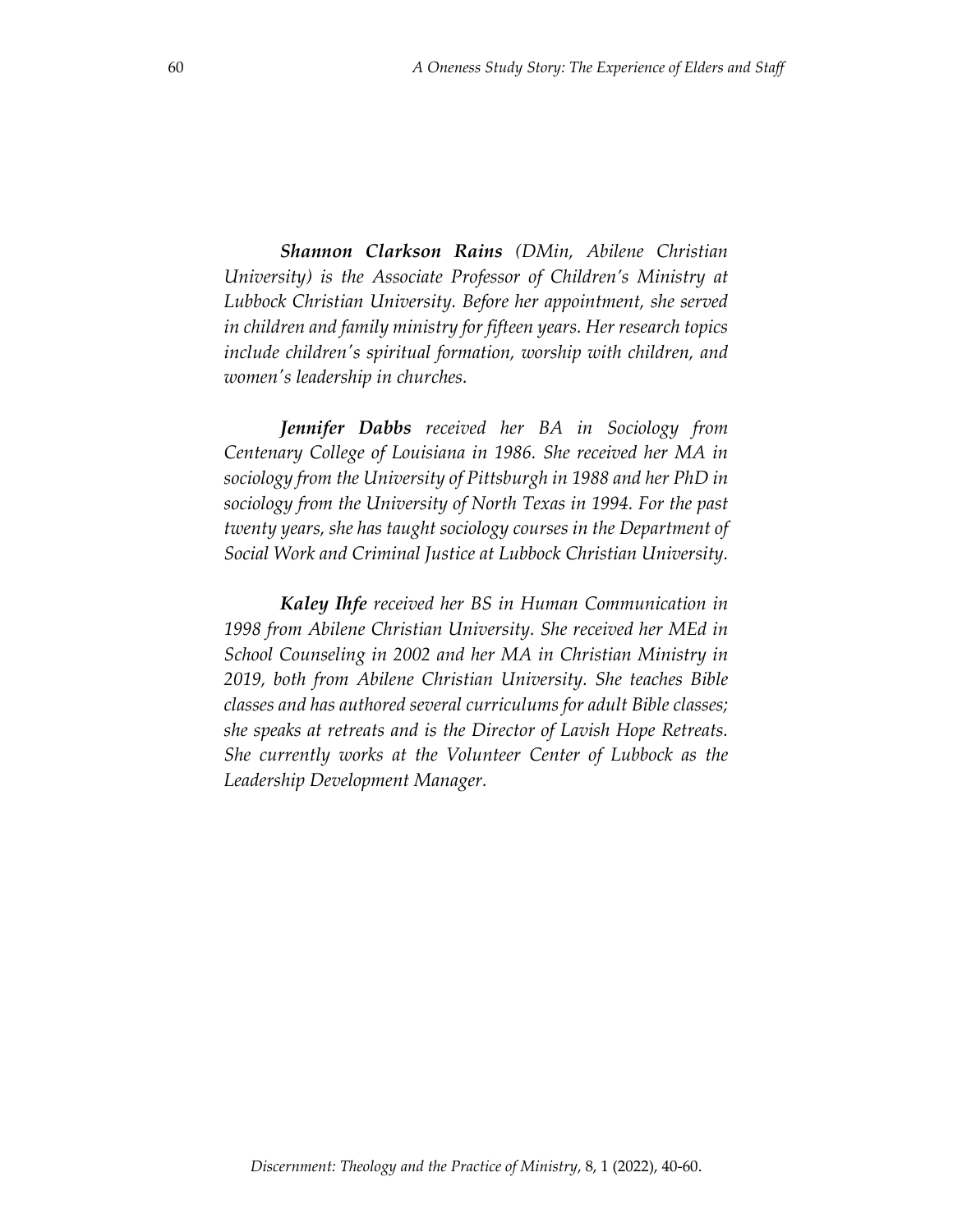***Shannon Clarkson Rains** (DMin, Abilene Christian University) is the Associate Professor of Children's Ministry at Lubbock Christian University. Before her appointment, she served in children and family ministry for fifteen years. Her research topics include children's spiritual formation, worship with children, and women's leadership in churches.*

***Jennifer Dabbs** received her BA in Sociology from Centenary College of Louisiana in 1986. She received her MA in sociology from the University of Pittsburgh in 1988 and her PhD in sociology from the University of North Texas in 1994. For the past twenty years, she has taught sociology courses in the Department of Social Work and Criminal Justice at Lubbock Christian University.*

***Kaley Ihfe** received her BS in Human Communication in 1998 from Abilene Christian University. She received her MEd in School Counseling in 2002 and her MA in Christian Ministry in 2019, both from Abilene Christian University. She teaches Bible classes and has authored several curriculums for adult Bible classes; she speaks at retreats and is the Director of Lavish Hope Retreats. She currently works at the Volunteer Center of Lubbock as the Leadership Development Manager.*